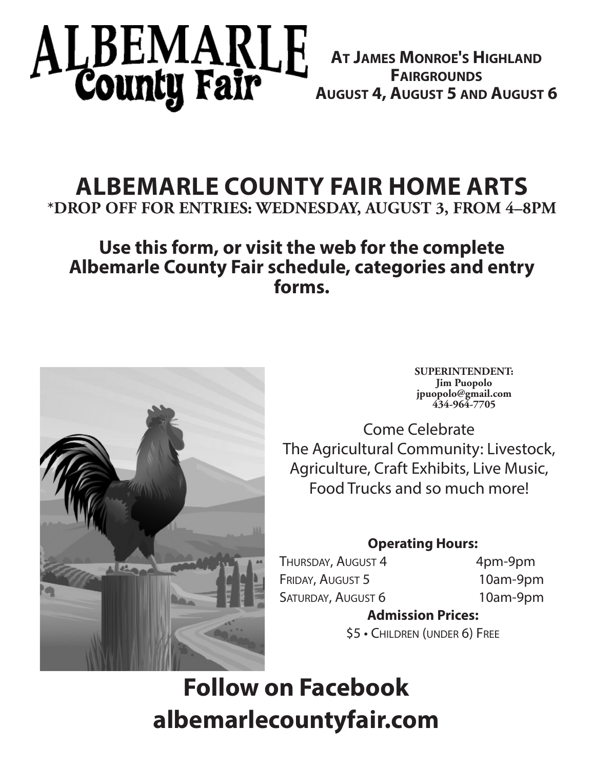# ALBEMARLE County Fair

**At James Monroe's Highland Fairgrounds**
**August 4, August 5 and August 6**

## ALBEMARLE COUNTY FAIR HOME ARTS

**\*DROP OFF FOR ENTRIES: WEDNESDAY, AUGUST 3, FROM 4–8PM**

### Use this form, or visit the web for the complete Albemarle County Fair schedule, categories and entry forms.

**SUPERINTENDENT:**
**Jim Puopolo**
**jpuopolo@gmail.com**
**434-964-7705**

Come Celebrate
The Agricultural Community: Livestock, Agriculture, Craft Exhibits, Live Music, Food Trucks and so much more!

**Operating Hours:**

| | |
|---|---|
| Thursday, August 4 | 4pm-9pm |
| Friday, August 5 | 10am-9pm |
| Saturday, August 6 | 10am-9pm |

**Admission Prices:**

$5 • Children (under 6) Free

## Follow on Facebook
## albemarlecountyfair.com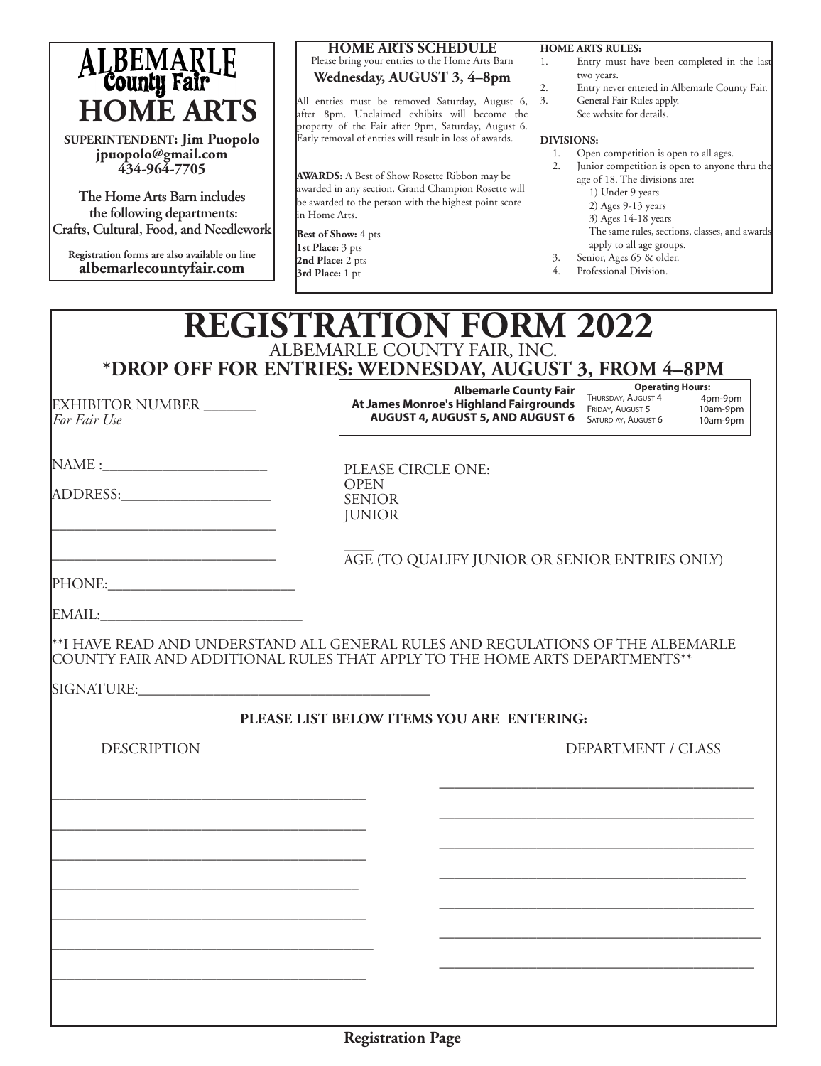# ALBEMARLE County Fair

## HOME ARTS

**SUPERINTENDENT: Jim Puopolo**
**jpuopolo@gmail.com**
**434-964-7705**

**The Home Arts Barn includes the following departments: Crafts, Cultural, Food, and Needlework**

**Registration forms are also available on line**
**albemarlecountyfair.com**

### HOME ARTS SCHEDULE

Please bring your entries to the Home Arts Barn

**Wednesday, AUGUST 3, 4–8pm**

All entries must be removed Saturday, August 6, after 8pm. Unclaimed exhibits will become the property of the Fair after 9pm, Saturday, August 6. Early removal of entries will result in loss of awards.

**AWARDS:** A Best of Show Rosette Ribbon may be awarded in any section. Grand Champion Rosette will be awarded to the person with the highest point score in Home Arts.

**Best of Show:** 4 pts
**1st Place:** 3 pts
**2nd Place:** 2 pts
**3rd Place:** 1 pt

### HOME ARTS RULES:

1. Entry must have been completed in the last two years.
2. Entry never entered in Albemarle County Fair.
3. General Fair Rules apply. See website for details.

### DIVISIONS:

1. Open competition is open to all ages.
2. Junior competition is open to anyone thru the age of 18. The divisions are:
   1) Under 9 years
   2) Ages 9-13 years
   3) Ages 14-18 years
   The same rules, sections, classes, and awards apply to all age groups.
3. Senior, Ages 65 & older.
4. Professional Division.

# REGISTRATION FORM 2022

ALBEMARLE COUNTY FAIR, INC.

## *DROP OFF FOR ENTRIES: WEDNESDAY, AUGUST 3, FROM 4–8PM

EXHIBITOR NUMBER _______
*For Fair Use*

**Albemarle County Fair**
**At James Monroe's Highland Fairgrounds**
**AUGUST 4, AUGUST 5, AND AUGUST 6**

| **Operating Hours:** | |
|---|---|
| Thursday, August 4 | 4pm-9pm |
| Friday, August 5 | 10am-9pm |
| Saturd ay, August 6 | 10am-9pm |

NAME :______________________

ADDRESS:____________________

______________________________

______________________________

PHONE:_________________________

EMAIL:__________________________

PLEASE CIRCLE ONE:
OPEN
SENIOR
JUNIOR

____ AGE (TO QUALIFY JUNIOR OR SENIOR ENTRIES ONLY)

**I HAVE READ AND UNDERSTAND ALL GENERAL RULES AND REGULATIONS OF THE ALBEMARLE COUNTY FAIR AND ADDITIONAL RULES THAT APPLY TO THE HOME ARTS DEPARTMENTS**

SIGNATURE:______________________________________

**PLEASE LIST BELOW ITEMS YOU ARE ENTERING:**

| DESCRIPTION | DEPARTMENT / CLASS |
|---|---|
| ____________________________________ | ____________________________________ |
| ____________________________________ | ____________________________________ |
| ____________________________________ | ____________________________________ |
| ____________________________________ | ____________________________________ |
| ____________________________________ | ____________________________________ |
| ____________________________________ | ____________________________________ |
| ____________________________________ | ____________________________________ |

**Registration Page**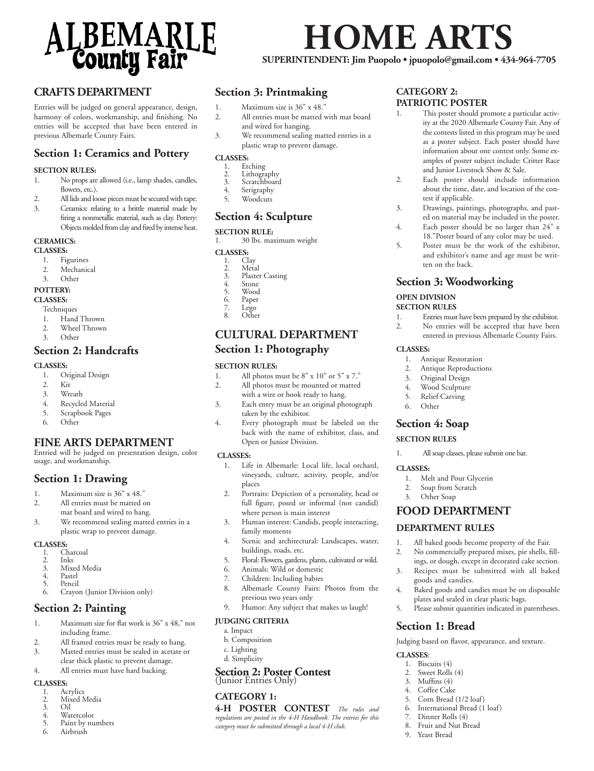# ALBEMARLE County Fair

# HOME ARTS

**SUPERINTENDENT: Jim Puopolo • jpuopolo@gmail.com • 434-964-7705**

## CRAFTS DEPARTMENT

Entries will be judged on general appearance, design, harmony of colors, workmanship, and finishing. No entries will be accepted that have been entered in previous Albemarle County Fairs.

### Section 1: Ceramics and Pottery

**SECTION RULES:**

1. No props are allowed (i.e., lamp shades, candles, flowers, etc.).
2. All lids and loose pieces must be secured with tape.
3. Ceramics: relating to a brittle material made by firing a nonmetallic material, such as clay. Pottery: Objects molded from clay and fired by intense heat.

**CERAMICS:**

**CLASSES:**

1. Figurines
2. Mechanical
3. Other

**POTTERY:**

**CLASSES:**

Techniques

1. Hand Thrown
2. Wheel Thrown
3. Other

### Section 2: Handcrafts

**CLASSES:**

1. Original Design
2. Kit
3. Wreath
4. Recycled Material
5. Scrapbook Pages
6. Other

## FINE ARTS DEPARTMENT

Entried will be judged on presentation design, color usage, and workmanship.

### Section 1: Drawing

1. Maximum size is 36" x 48."
2. All entries must be matted on mat board and wired to hang.
3. We recommend sealing matted entries in a plastic wrap to prevent damage.

**CLASSES:**

1. Charcoal
2. Inks
3. Mixed Media
4. Pastel
5. Pencil
6. Crayon (Junior Division only)

### Section 2: Painting

1. Maximum size for flat work is 36" x 48," not including frame.
2. All framed entries must be ready to hang.
3. Matted entries must be sealed in acetate or clear thick plastic to prevent damage.
4. All entries must have hard backing.

**CLASSES:**

1. Acrylics
2. Mixed Media
3. Oil
4. Watercolor
5. Paint by numbers
6. Airbrush

### Section 3: Printmaking

1. Maximum size is 36" x 48."
2. All entries must be matted with mat board and wired for hanging.
3. We recommend sealing matted entries in a plastic wrap to prevent damage.

**CLASSES:**

1. Etching
2. Lithography
3. Scratchboard
4. Serigraphy
5. Woodcuts

### Section 4: Sculpture

**SECTION RULE:**

1. 30 lbs. maximum weight

**CLASSES:**

1. Clay
2. Metal
3. Plaster Casting
4. Stone
5. Wood
6. Paper
7. Lego
8. Other

## CULTURAL DEPARTMENT

### Section 1: Photography

**SECTION RULES:**

1. All photos must be 8" x 10" or 5" x 7."
2. All photos must be mounted or matted with a wire or hook ready to hang.
3. Each entry must be an original photograph taken by the exhibitor.
4. Every photograph must be labeled on the back with the name of exhibitor, class, and Open or Junior Division.

**CLASSES:**

1. Life in Albemarle: Local life, local orchard, vineyards, culture, activity, people, and/or places
2. Portraits: Depiction of a personality, head or full figure, posed or informal (not candid) where person is main interest
3. Human interest: Candids, people interacting, family moments
4. Scenic and architectural: Landscapes, water, buildings, roads, etc.
5. Floral: Flowers, gardens, plants, cultivated or wild.
6. Animals: Wild or domestic
7. Children: Including babies
8. Albemarle County Fairs: Photos from the previous two years only
9. Humor: Any subject that makes us laugh!

**JUDGING CRITERIA**

a. Impact
b. Composition
c. Lighting
d. Simplicity

### Section 2: Poster Contest

(Junior Entries Only)

**CATEGORY 1:**

**4-H POSTER CONTEST** *The rules and regulations are posted in the 4-H Handbook. The entries for this category must be submitted through a local 4-H club.*

**CATEGORY 2:**
**PATRIOTIC POSTER**

1. This poster should promote a particular activity at the 2020 Albemarle County Fair. Any of the contests listed in this program may be used as a poster subject. Each poster should have information about one contest only. Some examples of poster subject include: Critter Race and Junior Livestock Show & Sale.
2. Each poster should include information about the time, date, and location of the contest if applicable.
3. Drawings, paintings, photographs, and pasted on material may be included in the poster.
4. Each poster should be no larger than 24" x 18." Poster board of any color may be used.
5. Poster must be the work of the exhibitor, and exhibitor's name and age must be written on the back.

### Section 3: Woodworking

**OPEN DIVISION**

**SECTION RULES**

1. Entries must have been prepared by the exhibitor.
2. No entries will be accepted that have been entered in previous Albemarle County Fairs.

**CLASSES:**

1. Antique Restoration
2. Antique Reproductions
3. Original Design
4. Wood Sculpture
5. Relief Carving
6. Other

### Section 4: Soap

**SECTION RULES**

1. All soap classes, please submit one bar.

**CLASSES:**

1. Melt and Pour Glycerin
2. Soap from Scratch
3. Other Soap

## FOOD DEPARTMENT

### DEPARTMENT RULES

1. All baked goods become property of the Fair.
2. No commercially prepared mixes, pie shells, fillings, or dough, except in decorated cake section.
3. Recipes must be submitted with all baked goods and candies.
4. Baked goods and candies must be on disposable plates and sealed in clear plastic bags.
5. Please submit quantities indicated in parentheses.

### Section 1: Bread

Judging based on flavor, appearance, and texture.

**CLASSES**:

1. Biscuits (4)
2. Sweet Rolls (4)
3. Muffins (4)
4. Coffee Cake
5. Corn Bread (1/2 loaf)
6. International Bread (1 loaf)
7. Dinner Rolls (4)
8. Fruit and Nut Bread
9. Yeast Bread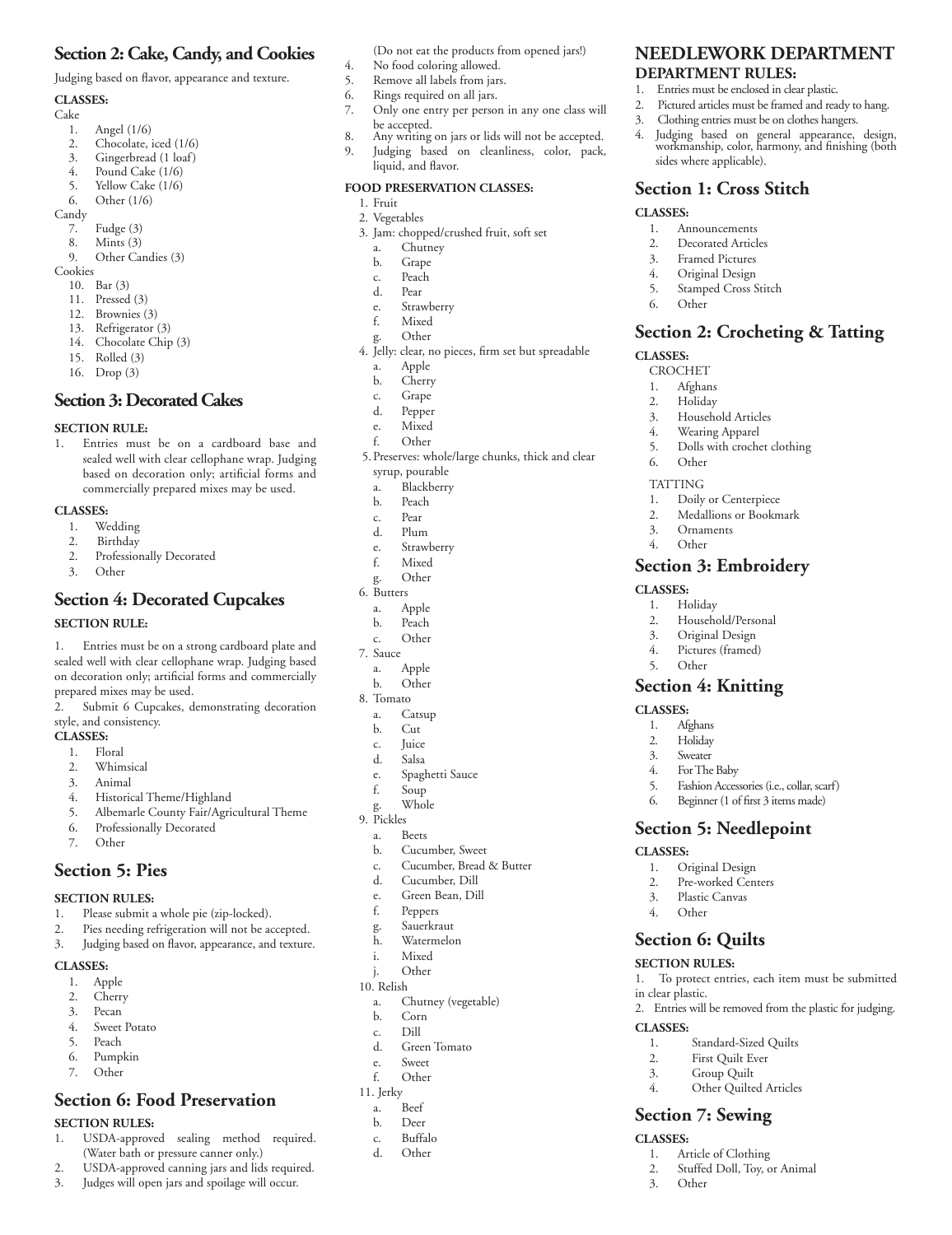## Section 2: Cake, Candy, and Cookies

Judging based on flavor, appearance and texture.

**CLASSES:**

Cake

1. Angel (1/6)
2. Chocolate, iced (1/6)
3. Gingerbread (1 loaf)
4. Pound Cake (1/6)
5. Yellow Cake (1/6)
6. Other (1/6)

Candy

7. Fudge (3)
8. Mints (3)
9. Other Candies (3)

Cookies

10. Bar (3)
11. Pressed (3)
12. Brownies (3)
13. Refrigerator (3)
14. Chocolate Chip (3)
15. Rolled (3)
16. Drop (3)

## Section 3: Decorated Cakes

**SECTION RULE:**

1. Entries must be on a cardboard base and sealed well with clear cellophane wrap. Judging based on decoration only; artificial forms and commercially prepared mixes may be used.

**CLASSES:**

1. Wedding
2. Birthday
2. Professionally Decorated
3. Other

## Section 4: Decorated Cupcakes

**SECTION RULE:**

1. Entries must be on a strong cardboard plate and sealed well with clear cellophane wrap. Judging based on decoration only; artificial forms and commercially prepared mixes may be used.
2. Submit 6 Cupcakes, demonstrating decoration style, and consistency.

**CLASSES:**

1. Floral
2. Whimsical
3. Animal
4. Historical Theme/Highland
5. Albemarle County Fair/Agricultural Theme
6. Professionally Decorated
7. Other

## Section 5: Pies

**SECTION RULES:**

1. Please submit a whole pie (zip-locked).
2. Pies needing refrigeration will not be accepted.
3. Judging based on flavor, appearance, and texture.

**CLASSES:**

1. Apple
2. Cherry
3. Pecan
4. Sweet Potato
5. Peach
6. Pumpkin
7. Other

## Section 6: Food Preservation

**SECTION RULES:**

1. USDA-approved sealing method required. (Water bath or pressure canner only.)
2. USDA-approved canning jars and lids required.
3. Judges will open jars and spoilage will occur. (Do not eat the products from opened jars!)
4. No food coloring allowed.
5. Remove all labels from jars.
6. Rings required on all jars.
7. Only one entry per person in any one class will be accepted.
8. Any writing on jars or lids will not be accepted.
9. Judging based on cleanliness, color, pack, liquid, and flavor.

**FOOD PRESERVATION CLASSES:**

1. Fruit
2. Vegetables
3. Jam: chopped/crushed fruit, soft set
   a. Chutney
   b. Grape
   c. Peach
   d. Pear
   e. Strawberry
   f. Mixed
   g. Other
4. Jelly: clear, no pieces, firm set but spreadable
   a. Apple
   b. Cherry
   c. Grape
   d. Pepper
   e. Mixed
   f. Other
5. Preserves: whole/large chunks, thick and clear syrup, pourable
   a. Blackberry
   b. Peach
   c. Pear
   d. Plum
   e. Strawberry
   f. Mixed
   g. Other
6. Butters
   a. Apple
   b. Peach
   c. Other
7. Sauce
   a. Apple
   b. Other
8. Tomato
   a. Catsup
   b. Cut
   c. Juice
   d. Salsa
   e. Spaghetti Sauce
   f. Soup
   g. Whole
9. Pickles
   a. Beets
   b. Cucumber, Sweet
   c. Cucumber, Bread & Butter
   d. Cucumber, Dill
   e. Green Bean, Dill
   f. Peppers
   g. Sauerkraut
   h. Watermelon
   i. Mixed
   j. Other
10. Relish
    a. Chutney (vegetable)
    b. Corn
    c. Dill
    d. Green Tomato
    e. Sweet
    f. Other
11. Jerky
    a. Beef
    b. Deer
    c. Buffalo
    d. Other

# NEEDLEWORK DEPARTMENT

### DEPARTMENT RULES:

1. Entries must be enclosed in clear plastic.
2. Pictured articles must be framed and ready to hang.
3. Clothing entries must be on clothes hangers.
4. Judging based on general appearance, design, workmanship, color, harmony, and finishing (both sides where applicable).

## Section 1: Cross Stitch

**CLASSES:**

1. Announcements
2. Decorated Articles
3. Framed Pictures
4. Original Design
5. Stamped Cross Stitch
6. Other

## Section 2: Crocheting & Tatting

**CLASSES:**

CROCHET

1. Afghans
2. Holiday
3. Household Articles
4. Wearing Apparel
5. Dolls with crochet clothing
6. Other

TATTING

1. Doily or Centerpiece
2. Medallions or Bookmark
3. Ornaments
4. Other

## Section 3: Embroidery

**CLASSES:**

1. Holiday
2. Household/Personal
3. Original Design
4. Pictures (framed)
5. Other

## Section 4: Knitting

**CLASSES:**

1. Afghans
2. Holiday
3. Sweater
4. For The Baby
5. Fashion Accessories (i.e., collar, scarf)
6. Beginner (1 of first 3 items made)

## Section 5: Needlepoint

**CLASSES:**

1. Original Design
2. Pre-worked Centers
3. Plastic Canvas
4. Other

## Section 6: Quilts

**SECTION RULES:**

1. To protect entries, each item must be submitted in clear plastic.
2. Entries will be removed from the plastic for judging.

**CLASSES:**

1. Standard-Sized Quilts
2. First Quilt Ever
3. Group Quilt
4. Other Quilted Articles

## Section 7: Sewing

**CLASSES:**

1. Article of Clothing
2. Stuffed Doll, Toy, or Animal
3. Other